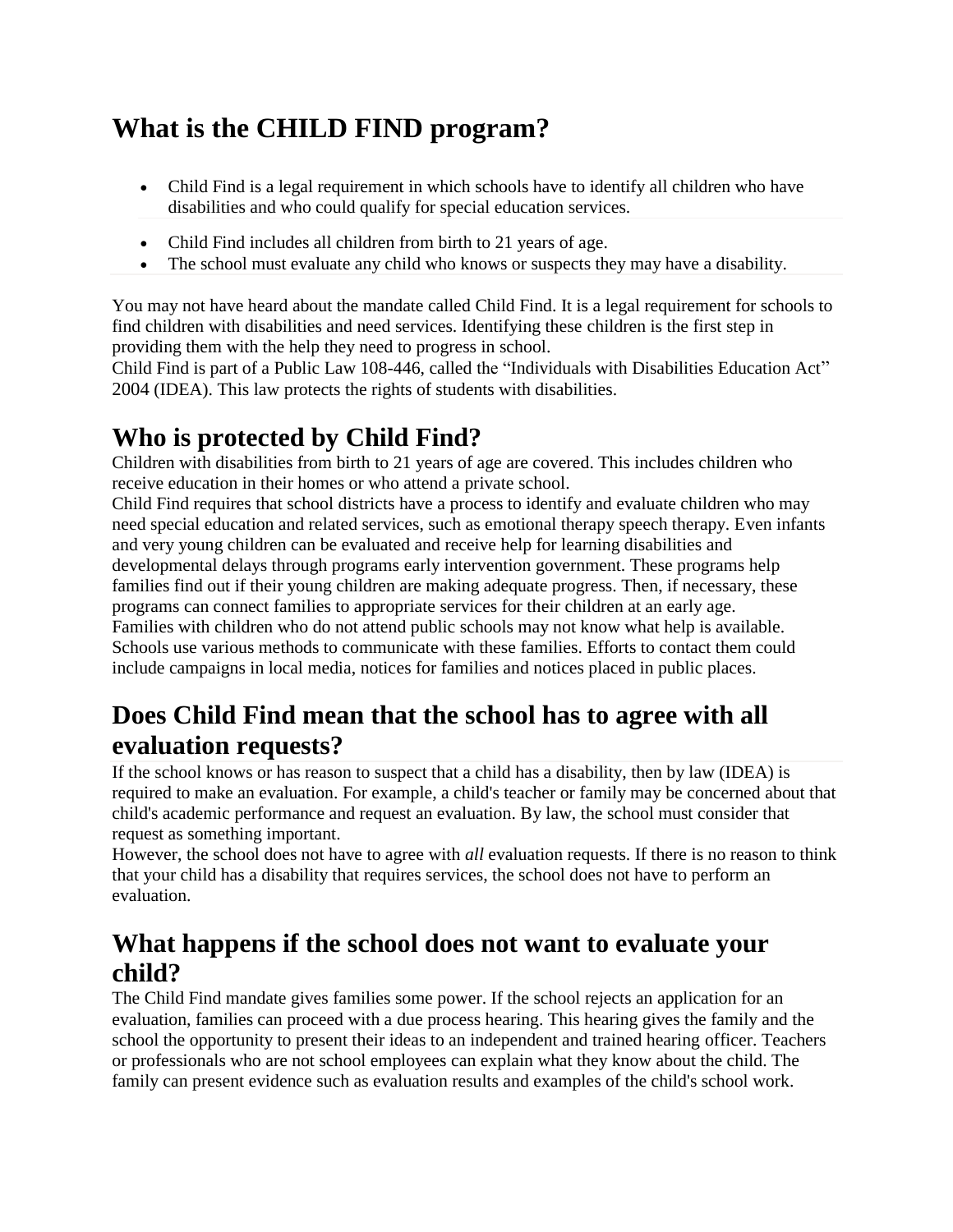# What is the CHILD FIND program?

- Child Find is a legal requirement in which schools have to identify all children who have disabilities and who could qualify for special education services.

- Child Find includes all children from birth to 21 years of age.
- The school must evaluate any child who knows or suspects they may have a disability.

You may not have heard about the mandate called Child Find. It is a legal requirement for schools to find children with disabilities and need services. Identifying these children is the first step in providing them with the help they need to progress in school.
Child Find is part of a Public Law 108-446, called the "Individuals with Disabilities Education Act" 2004 (IDEA). This law protects the rights of students with disabilities.

## Who is protected by Child Find?

Children with disabilities from birth to 21 years of age are covered. This includes children who receive education in their homes or who attend a private school.
Child Find requires that school districts have a process to identify and evaluate children who may need special education and related services, such as emotional therapy speech therapy. Even infants and very young children can be evaluated and receive help for learning disabilities and developmental delays through programs early intervention government. These programs help families find out if their young children are making adequate progress. Then, if necessary, these programs can connect families to appropriate services for their children at an early age.
Families with children who do not attend public schools may not know what help is available. Schools use various methods to communicate with these families. Efforts to contact them could include campaigns in local media, notices for families and notices placed in public places.

## Does Child Find mean that the school has to agree with all evaluation requests?

If the school knows or has reason to suspect that a child has a disability, then by law (IDEA) is required to make an evaluation. For example, a child's teacher or family may be concerned about that child's academic performance and request an evaluation. By law, the school must consider that request as something important.
However, the school does not have to agree with *all* evaluation requests. If there is no reason to think that your child has a disability that requires services, the school does not have to perform an evaluation.

## What happens if the school does not want to evaluate your child?

The Child Find mandate gives families some power. If the school rejects an application for an evaluation, families can proceed with a due process hearing. This hearing gives the family and the school the opportunity to present their ideas to an independent and trained hearing officer. Teachers or professionals who are not school employees can explain what they know about the child. The family can present evidence such as evaluation results and examples of the child's school work.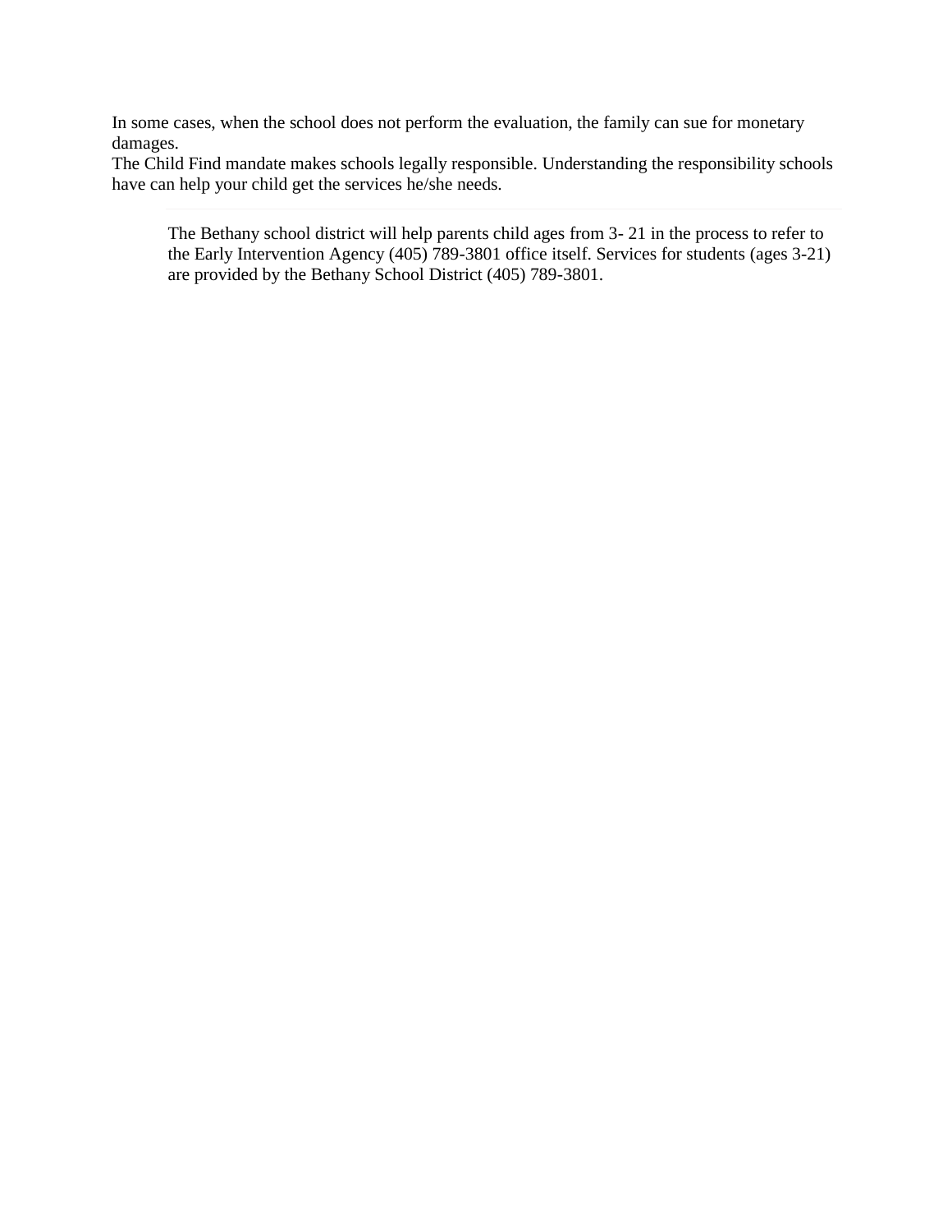In some cases, when the school does not perform the evaluation, the family can sue for monetary damages.
The Child Find mandate makes schools legally responsible. Understanding the responsibility schools have can help your child get the services he/she needs.

---

> The Bethany school district will help parents child ages from 3- 21 in the process to refer to the Early Intervention Agency (405) 789-3801 office itself. Services for students (ages 3-21) are provided by the Bethany School District (405) 789-3801.